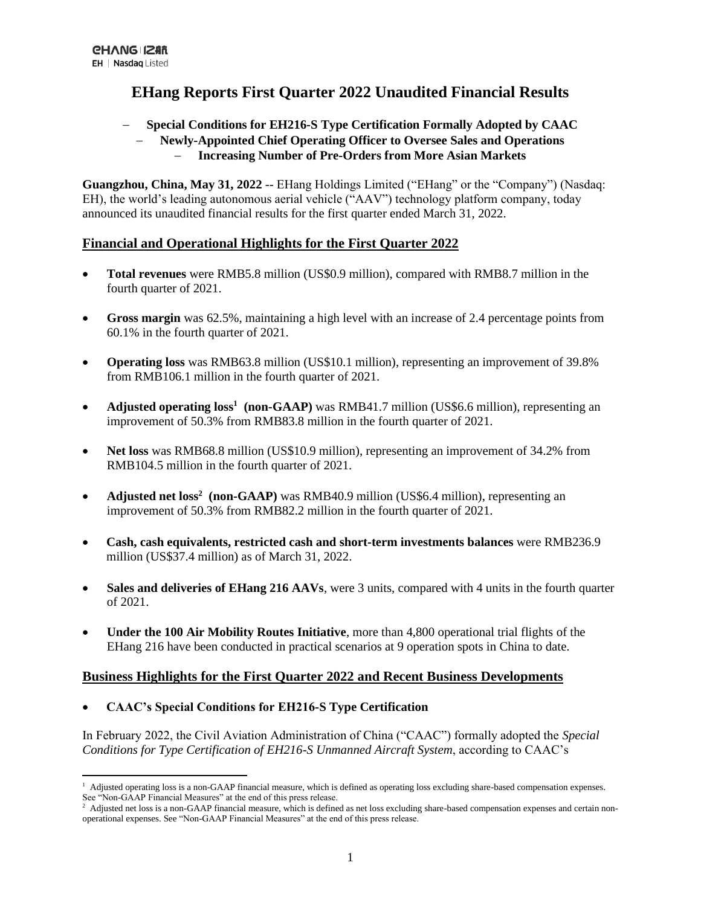EHANG | 亿航
EH | Nasdaq Listed

# EHang Reports First Quarter 2022 Unaudited Financial Results

– **Special Conditions for EH216-S Type Certification Formally Adopted by CAAC**
– **Newly-Appointed Chief Operating Officer to Oversee Sales and Operations**
– **Increasing Number of Pre-Orders from More Asian Markets**

**Guangzhou, China, May 31, 2022** -- EHang Holdings Limited ("EHang" or the "Company") (Nasdaq: EH), the world's leading autonomous aerial vehicle ("AAV") technology platform company, today announced its unaudited financial results for the first quarter ended March 31, 2022.

## Financial and Operational Highlights for the First Quarter 2022

- **Total revenues** were RMB5.8 million (US$0.9 million), compared with RMB8.7 million in the fourth quarter of 2021.
- **Gross margin** was 62.5%, maintaining a high level with an increase of 2.4 percentage points from 60.1% in the fourth quarter of 2021.
- **Operating loss** was RMB63.8 million (US$10.1 million), representing an improvement of 39.8% from RMB106.1 million in the fourth quarter of 2021.
- **Adjusted operating loss[1] (non-GAAP)** was RMB41.7 million (US$6.6 million), representing an improvement of 50.3% from RMB83.8 million in the fourth quarter of 2021.
- **Net loss** was RMB68.8 million (US$10.9 million), representing an improvement of 34.2% from RMB104.5 million in the fourth quarter of 2021.
- **Adjusted net loss[2] (non-GAAP)** was RMB40.9 million (US$6.4 million), representing an improvement of 50.3% from RMB82.2 million in the fourth quarter of 2021.
- **Cash, cash equivalents, restricted cash and short-term investments balances** were RMB236.9 million (US$37.4 million) as of March 31, 2022.
- **Sales and deliveries of EHang 216 AAVs**, were 3 units, compared with 4 units in the fourth quarter of 2021.
- **Under the 100 Air Mobility Routes Initiative**, more than 4,800 operational trial flights of the EHang 216 have been conducted in practical scenarios at 9 operation spots in China to date.

## Business Highlights for the First Quarter 2022 and Recent Business Developments

- **CAAC's Special Conditions for EH216-S Type Certification**

In February 2022, the Civil Aviation Administration of China ("CAAC") formally adopted the *Special Conditions for Type Certification of EH216-S Unmanned Aircraft System*, according to CAAC's

[1] Adjusted operating loss is a non-GAAP financial measure, which is defined as operating loss excluding share-based compensation expenses. See "Non-GAAP Financial Measures" at the end of this press release.

[2] Adjusted net loss is a non-GAAP financial measure, which is defined as net loss excluding share-based compensation expenses and certain non-operational expenses. See "Non-GAAP Financial Measures" at the end of this press release.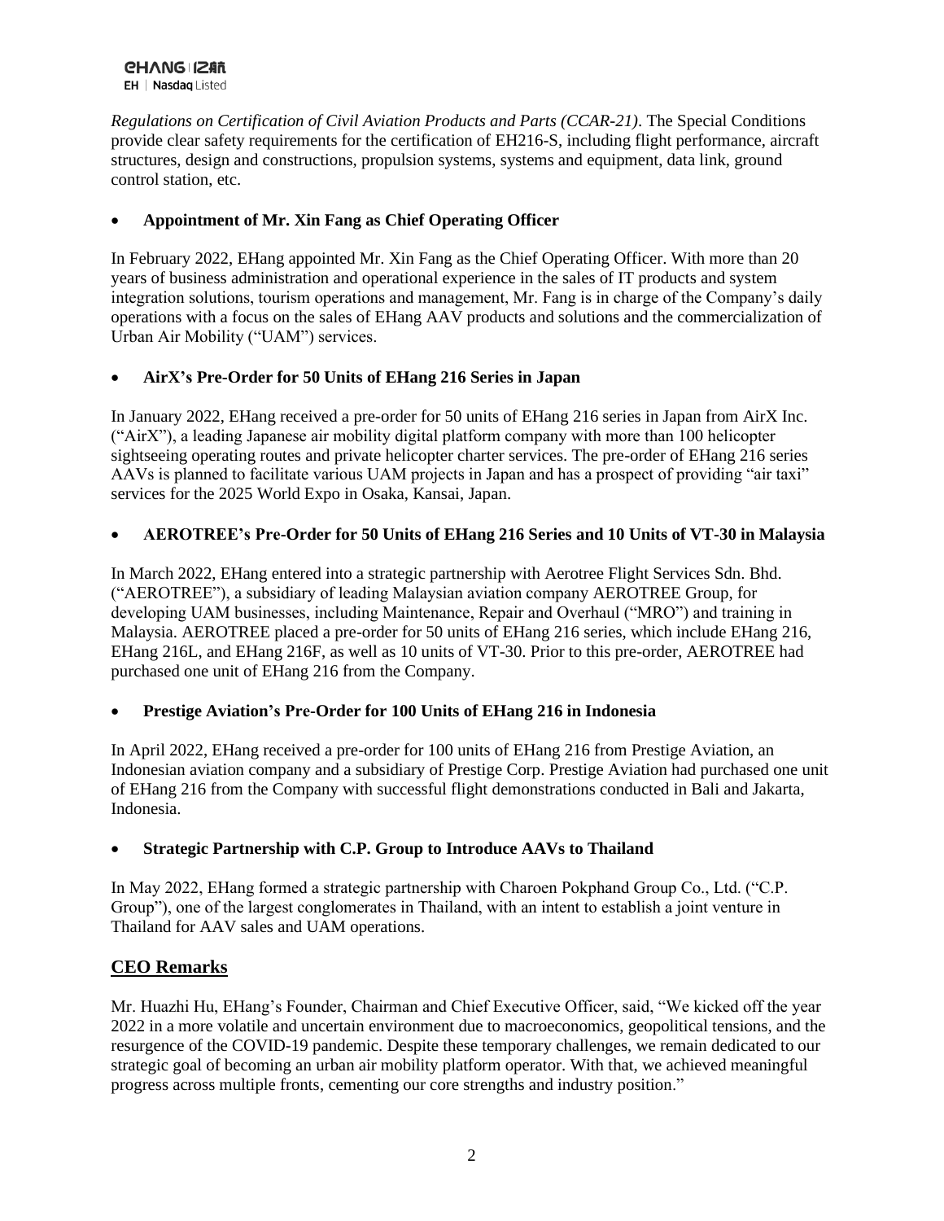*Regulations on Certification of Civil Aviation Products and Parts (CCAR-21)*. The Special Conditions provide clear safety requirements for the certification of EH216-S, including flight performance, aircraft structures, design and constructions, propulsion systems, systems and equipment, data link, ground control station, etc.

- **Appointment of Mr. Xin Fang as Chief Operating Officer**

In February 2022, EHang appointed Mr. Xin Fang as the Chief Operating Officer. With more than 20 years of business administration and operational experience in the sales of IT products and system integration solutions, tourism operations and management, Mr. Fang is in charge of the Company's daily operations with a focus on the sales of EHang AAV products and solutions and the commercialization of Urban Air Mobility ("UAM") services.

- **AirX's Pre-Order for 50 Units of EHang 216 Series in Japan**

In January 2022, EHang received a pre-order for 50 units of EHang 216 series in Japan from AirX Inc. ("AirX"), a leading Japanese air mobility digital platform company with more than 100 helicopter sightseeing operating routes and private helicopter charter services. The pre-order of EHang 216 series AAVs is planned to facilitate various UAM projects in Japan and has a prospect of providing "air taxi" services for the 2025 World Expo in Osaka, Kansai, Japan.

- **AEROTREE's Pre-Order for 50 Units of EHang 216 Series and 10 Units of VT-30 in Malaysia**

In March 2022, EHang entered into a strategic partnership with Aerotree Flight Services Sdn. Bhd. ("AEROTREE"), a subsidiary of leading Malaysian aviation company AEROTREE Group, for developing UAM businesses, including Maintenance, Repair and Overhaul ("MRO") and training in Malaysia. AEROTREE placed a pre-order for 50 units of EHang 216 series, which include EHang 216, EHang 216L, and EHang 216F, as well as 10 units of VT-30. Prior to this pre-order, AEROTREE had purchased one unit of EHang 216 from the Company.

- **Prestige Aviation's Pre-Order for 100 Units of EHang 216 in Indonesia**

In April 2022, EHang received a pre-order for 100 units of EHang 216 from Prestige Aviation, an Indonesian aviation company and a subsidiary of Prestige Corp. Prestige Aviation had purchased one unit of EHang 216 from the Company with successful flight demonstrations conducted in Bali and Jakarta, Indonesia.

- **Strategic Partnership with C.P. Group to Introduce AAVs to Thailand**

In May 2022, EHang formed a strategic partnership with Charoen Pokphand Group Co., Ltd. ("C.P. Group"), one of the largest conglomerates in Thailand, with an intent to establish a joint venture in Thailand for AAV sales and UAM operations.

## CEO Remarks

Mr. Huazhi Hu, EHang's Founder, Chairman and Chief Executive Officer, said, "We kicked off the year 2022 in a more volatile and uncertain environment due to macroeconomics, geopolitical tensions, and the resurgence of the COVID-19 pandemic. Despite these temporary challenges, we remain dedicated to our strategic goal of becoming an urban air mobility platform operator. With that, we achieved meaningful progress across multiple fronts, cementing our core strengths and industry position."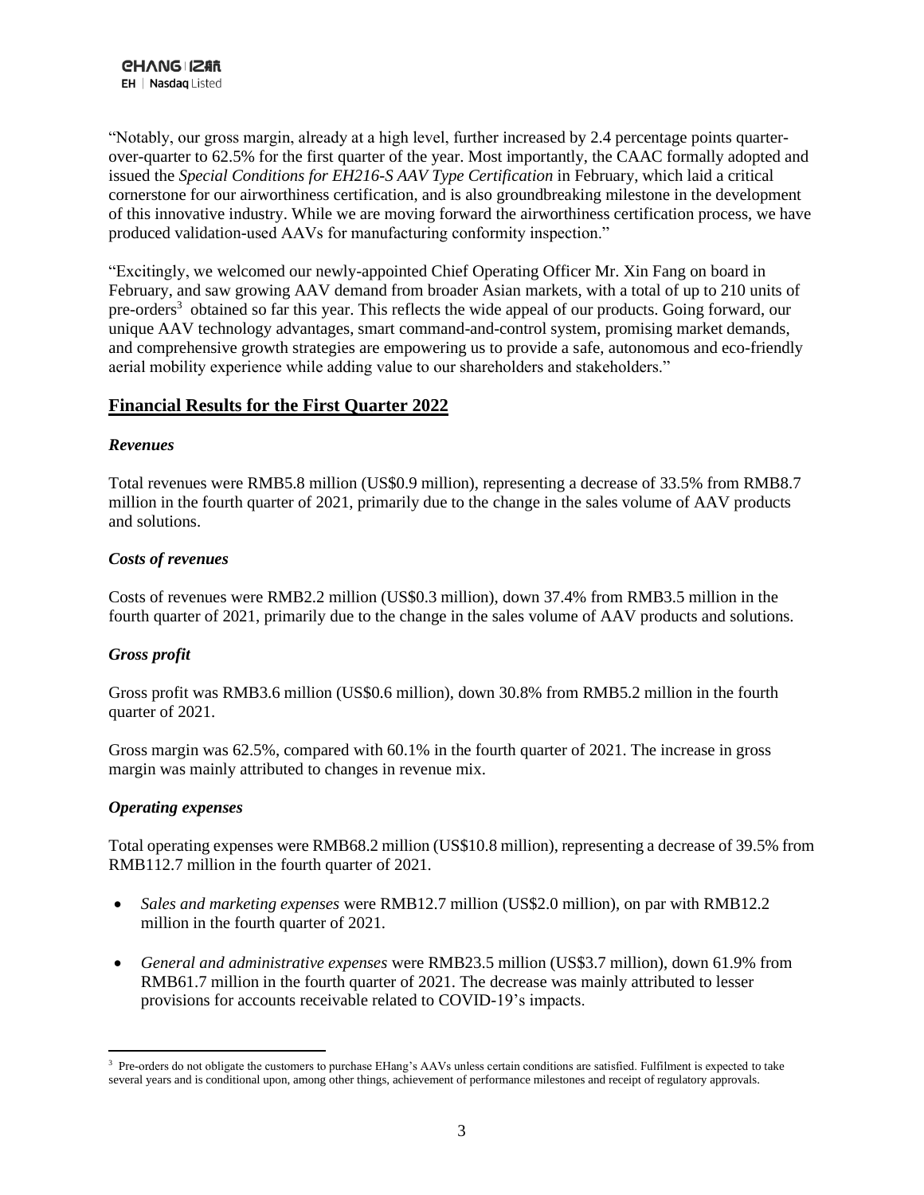"Notably, our gross margin, already at a high level, further increased by 2.4 percentage points quarter-over-quarter to 62.5% for the first quarter of the year. Most importantly, the CAAC formally adopted and issued the *Special Conditions for EH216-S AAV Type Certification* in February, which laid a critical cornerstone for our airworthiness certification, and is also groundbreaking milestone in the development of this innovative industry. While we are moving forward the airworthiness certification process, we have produced validation-used AAVs for manufacturing conformity inspection."

"Excitingly, we welcomed our newly-appointed Chief Operating Officer Mr. Xin Fang on board in February, and saw growing AAV demand from broader Asian markets, with a total of up to 210 units of pre-orders[3] obtained so far this year. This reflects the wide appeal of our products. Going forward, our unique AAV technology advantages, smart command-and-control system, promising market demands, and comprehensive growth strategies are empowering us to provide a safe, autonomous and eco-friendly aerial mobility experience while adding value to our shareholders and stakeholders."

## Financial Results for the First Quarter 2022

### *Revenues*

Total revenues were RMB5.8 million (US$0.9 million), representing a decrease of 33.5% from RMB8.7 million in the fourth quarter of 2021, primarily due to the change in the sales volume of AAV products and solutions.

### *Costs of revenues*

Costs of revenues were RMB2.2 million (US$0.3 million), down 37.4% from RMB3.5 million in the fourth quarter of 2021, primarily due to the change in the sales volume of AAV products and solutions.

### *Gross profit*

Gross profit was RMB3.6 million (US$0.6 million), down 30.8% from RMB5.2 million in the fourth quarter of 2021.

Gross margin was 62.5%, compared with 60.1% in the fourth quarter of 2021. The increase in gross margin was mainly attributed to changes in revenue mix.

### *Operating expenses*

Total operating expenses were RMB68.2 million (US$10.8 million), representing a decrease of 39.5% from RMB112.7 million in the fourth quarter of 2021.

- *Sales and marketing expenses* were RMB12.7 million (US$2.0 million), on par with RMB12.2 million in the fourth quarter of 2021.
- *General and administrative expenses* were RMB23.5 million (US$3.7 million), down 61.9% from RMB61.7 million in the fourth quarter of 2021. The decrease was mainly attributed to lesser provisions for accounts receivable related to COVID-19's impacts.

[3] Pre-orders do not obligate the customers to purchase EHang's AAVs unless certain conditions are satisfied. Fulfilment is expected to take several years and is conditional upon, among other things, achievement of performance milestones and receipt of regulatory approvals.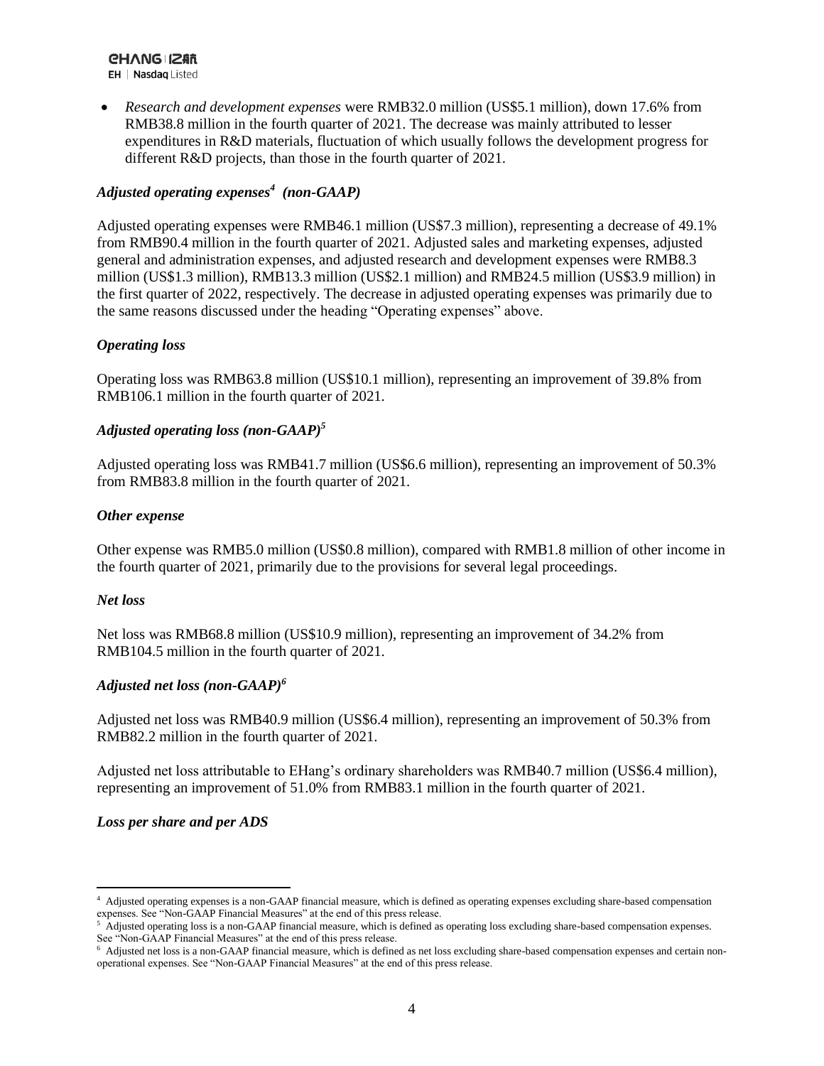- *Research and development expenses* were RMB32.0 million (US$5.1 million), down 17.6% from RMB38.8 million in the fourth quarter of 2021. The decrease was mainly attributed to lesser expenditures in R&D materials, fluctuation of which usually follows the development progress for different R&D projects, than those in the fourth quarter of 2021.

### *Adjusted operating expenses[4] (non-GAAP)*

Adjusted operating expenses were RMB46.1 million (US$7.3 million), representing a decrease of 49.1% from RMB90.4 million in the fourth quarter of 2021. Adjusted sales and marketing expenses, adjusted general and administration expenses, and adjusted research and development expenses were RMB8.3 million (US$1.3 million), RMB13.3 million (US$2.1 million) and RMB24.5 million (US$3.9 million) in the first quarter of 2022, respectively. The decrease in adjusted operating expenses was primarily due to the same reasons discussed under the heading "Operating expenses" above.

### *Operating loss*

Operating loss was RMB63.8 million (US$10.1 million), representing an improvement of 39.8% from RMB106.1 million in the fourth quarter of 2021.

### *Adjusted operating loss (non-GAAP)[5]*

Adjusted operating loss was RMB41.7 million (US$6.6 million), representing an improvement of 50.3% from RMB83.8 million in the fourth quarter of 2021.

### *Other expense*

Other expense was RMB5.0 million (US$0.8 million), compared with RMB1.8 million of other income in the fourth quarter of 2021, primarily due to the provisions for several legal proceedings.

### *Net loss*

Net loss was RMB68.8 million (US$10.9 million), representing an improvement of 34.2% from RMB104.5 million in the fourth quarter of 2021.

### *Adjusted net loss (non-GAAP)[6]*

Adjusted net loss was RMB40.9 million (US$6.4 million), representing an improvement of 50.3% from RMB82.2 million in the fourth quarter of 2021.

Adjusted net loss attributable to EHang's ordinary shareholders was RMB40.7 million (US$6.4 million), representing an improvement of 51.0% from RMB83.1 million in the fourth quarter of 2021.

### *Loss per share and per ADS*

---

[4] Adjusted operating expenses is a non-GAAP financial measure, which is defined as operating expenses excluding share-based compensation expenses. See "Non-GAAP Financial Measures" at the end of this press release.

[5] Adjusted operating loss is a non-GAAP financial measure, which is defined as operating loss excluding share-based compensation expenses. See "Non-GAAP Financial Measures" at the end of this press release.

[6] Adjusted net loss is a non-GAAP financial measure, which is defined as net loss excluding share-based compensation expenses and certain non-operational expenses. See "Non-GAAP Financial Measures" at the end of this press release.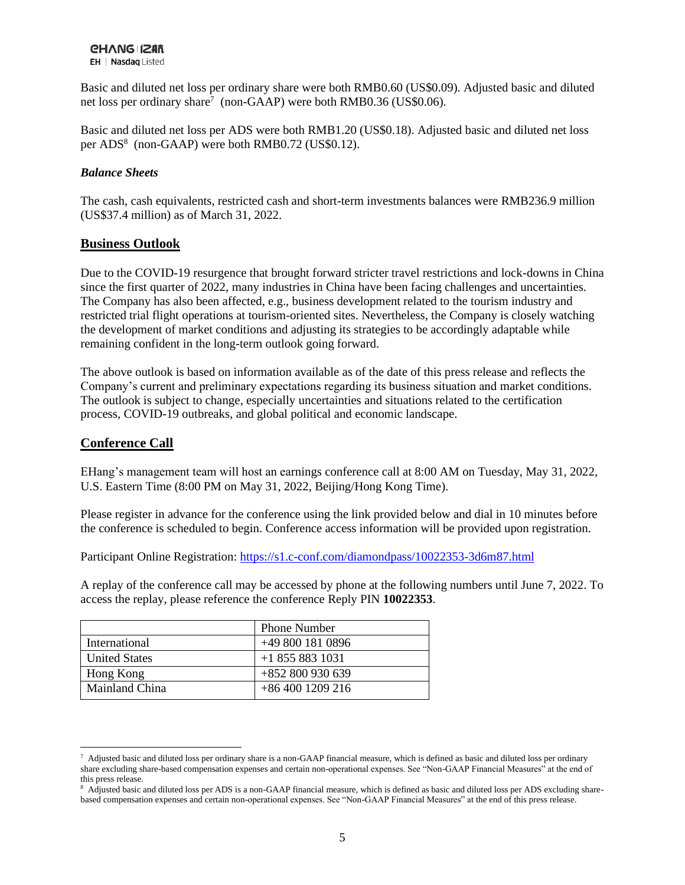Basic and diluted net loss per ordinary share were both RMB0.60 (US$0.09). Adjusted basic and diluted net loss per ordinary share[7] (non-GAAP) were both RMB0.36 (US$0.06).

Basic and diluted net loss per ADS were both RMB1.20 (US$0.18). Adjusted basic and diluted net loss per ADS[8] (non-GAAP) were both RMB0.72 (US$0.12).

***Balance Sheets***

The cash, cash equivalents, restricted cash and short-term investments balances were RMB236.9 million (US$37.4 million) as of March 31, 2022.

## Business Outlook

Due to the COVID-19 resurgence that brought forward stricter travel restrictions and lock-downs in China since the first quarter of 2022, many industries in China have been facing challenges and uncertainties. The Company has also been affected, e.g., business development related to the tourism industry and restricted trial flight operations at tourism-oriented sites. Nevertheless, the Company is closely watching the development of market conditions and adjusting its strategies to be accordingly adaptable while remaining confident in the long-term outlook going forward.

The above outlook is based on information available as of the date of this press release and reflects the Company's current and preliminary expectations regarding its business situation and market conditions. The outlook is subject to change, especially uncertainties and situations related to the certification process, COVID-19 outbreaks, and global political and economic landscape.

## Conference Call

EHang's management team will host an earnings conference call at 8:00 AM on Tuesday, May 31, 2022, U.S. Eastern Time (8:00 PM on May 31, 2022, Beijing/Hong Kong Time).

Please register in advance for the conference using the link provided below and dial in 10 minutes before the conference is scheduled to begin. Conference access information will be provided upon registration.

Participant Online Registration: https://s1.c-conf.com/diamondpass/10022353-3d6m87.html

A replay of the conference call may be accessed by phone at the following numbers until June 7, 2022. To access the replay, please reference the conference Reply PIN **10022353**.

| | Phone Number |
|---|---|
| International | +49 800 181 0896 |
| United States | +1 855 883 1031 |
| Hong Kong | +852 800 930 639 |
| Mainland China | +86 400 1209 216 |

[7] Adjusted basic and diluted loss per ordinary share is a non-GAAP financial measure, which is defined as basic and diluted loss per ordinary share excluding share-based compensation expenses and certain non-operational expenses. See "Non-GAAP Financial Measures" at the end of this press release.

[8] Adjusted basic and diluted loss per ADS is a non-GAAP financial measure, which is defined as basic and diluted loss per ADS excluding share-based compensation expenses and certain non-operational expenses. See "Non-GAAP Financial Measures" at the end of this press release.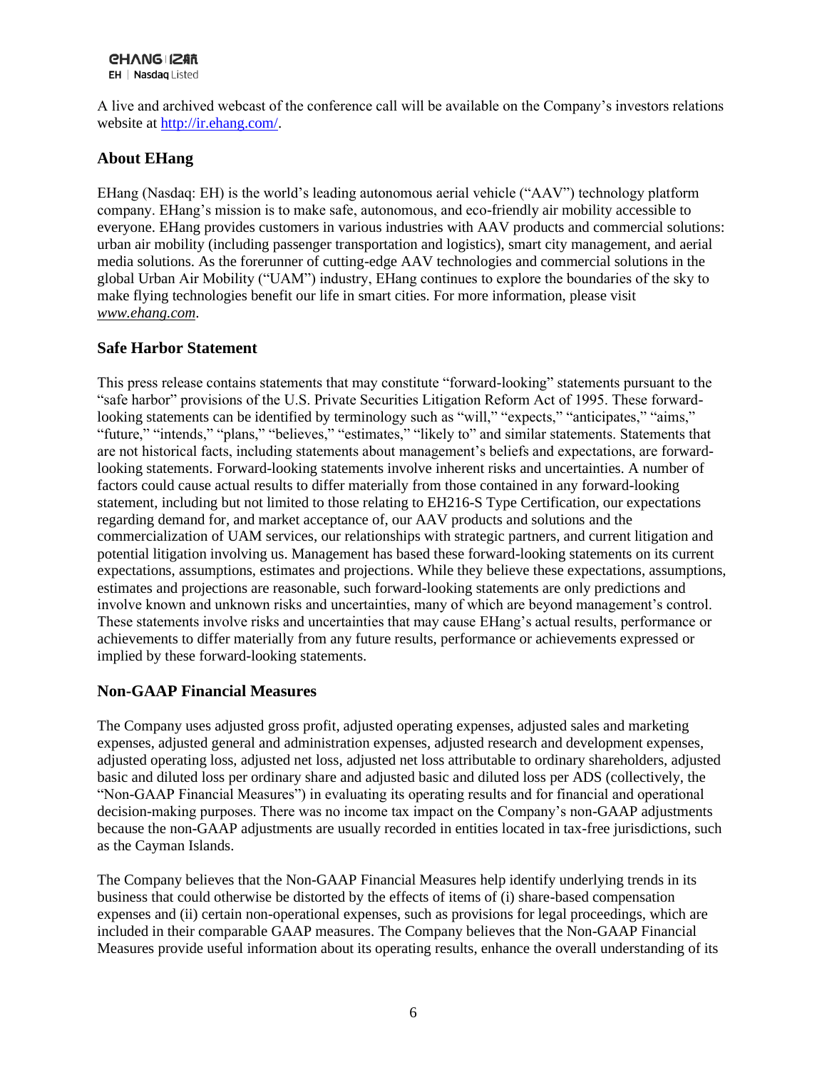A live and archived webcast of the conference call will be available on the Company's investors relations website at http://ir.ehang.com/.

## About EHang

EHang (Nasdaq: EH) is the world's leading autonomous aerial vehicle ("AAV") technology platform company. EHang's mission is to make safe, autonomous, and eco-friendly air mobility accessible to everyone. EHang provides customers in various industries with AAV products and commercial solutions: urban air mobility (including passenger transportation and logistics), smart city management, and aerial media solutions. As the forerunner of cutting-edge AAV technologies and commercial solutions in the global Urban Air Mobility ("UAM") industry, EHang continues to explore the boundaries of the sky to make flying technologies benefit our life in smart cities. For more information, please visit *www.ehang.com*.

## Safe Harbor Statement

This press release contains statements that may constitute "forward-looking" statements pursuant to the "safe harbor" provisions of the U.S. Private Securities Litigation Reform Act of 1995. These forward-looking statements can be identified by terminology such as "will," "expects," "anticipates," "aims," "future," "intends," "plans," "believes," "estimates," "likely to" and similar statements. Statements that are not historical facts, including statements about management's beliefs and expectations, are forward-looking statements. Forward-looking statements involve inherent risks and uncertainties. A number of factors could cause actual results to differ materially from those contained in any forward-looking statement, including but not limited to those relating to EH216-S Type Certification, our expectations regarding demand for, and market acceptance of, our AAV products and solutions and the commercialization of UAM services, our relationships with strategic partners, and current litigation and potential litigation involving us. Management has based these forward-looking statements on its current expectations, assumptions, estimates and projections. While they believe these expectations, assumptions, estimates and projections are reasonable, such forward-looking statements are only predictions and involve known and unknown risks and uncertainties, many of which are beyond management's control. These statements involve risks and uncertainties that may cause EHang's actual results, performance or achievements to differ materially from any future results, performance or achievements expressed or implied by these forward-looking statements.

## Non-GAAP Financial Measures

The Company uses adjusted gross profit, adjusted operating expenses, adjusted sales and marketing expenses, adjusted general and administration expenses, adjusted research and development expenses, adjusted operating loss, adjusted net loss, adjusted net loss attributable to ordinary shareholders, adjusted basic and diluted loss per ordinary share and adjusted basic and diluted loss per ADS (collectively, the "Non-GAAP Financial Measures") in evaluating its operating results and for financial and operational decision-making purposes. There was no income tax impact on the Company's non-GAAP adjustments because the non-GAAP adjustments are usually recorded in entities located in tax-free jurisdictions, such as the Cayman Islands.

The Company believes that the Non-GAAP Financial Measures help identify underlying trends in its business that could otherwise be distorted by the effects of items of (i) share-based compensation expenses and (ii) certain non-operational expenses, such as provisions for legal proceedings, which are included in their comparable GAAP measures. The Company believes that the Non-GAAP Financial Measures provide useful information about its operating results, enhance the overall understanding of its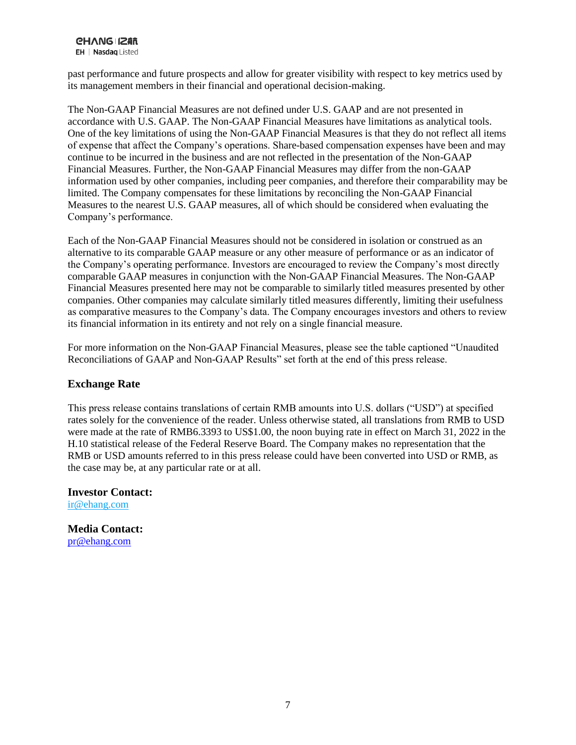past performance and future prospects and allow for greater visibility with respect to key metrics used by its management members in their financial and operational decision-making.

The Non-GAAP Financial Measures are not defined under U.S. GAAP and are not presented in accordance with U.S. GAAP. The Non-GAAP Financial Measures have limitations as analytical tools. One of the key limitations of using the Non-GAAP Financial Measures is that they do not reflect all items of expense that affect the Company's operations. Share-based compensation expenses have been and may continue to be incurred in the business and are not reflected in the presentation of the Non-GAAP Financial Measures. Further, the Non-GAAP Financial Measures may differ from the non-GAAP information used by other companies, including peer companies, and therefore their comparability may be limited. The Company compensates for these limitations by reconciling the Non-GAAP Financial Measures to the nearest U.S. GAAP measures, all of which should be considered when evaluating the Company's performance.

Each of the Non-GAAP Financial Measures should not be considered in isolation or construed as an alternative to its comparable GAAP measure or any other measure of performance or as an indicator of the Company's operating performance. Investors are encouraged to review the Company's most directly comparable GAAP measures in conjunction with the Non-GAAP Financial Measures. The Non-GAAP Financial Measures presented here may not be comparable to similarly titled measures presented by other companies. Other companies may calculate similarly titled measures differently, limiting their usefulness as comparative measures to the Company's data. The Company encourages investors and others to review its financial information in its entirety and not rely on a single financial measure.

For more information on the Non-GAAP Financial Measures, please see the table captioned "Unaudited Reconciliations of GAAP and Non-GAAP Results" set forth at the end of this press release.

## Exchange Rate

This press release contains translations of certain RMB amounts into U.S. dollars ("USD") at specified rates solely for the convenience of the reader. Unless otherwise stated, all translations from RMB to USD were made at the rate of RMB6.3393 to US$1.00, the noon buying rate in effect on March 31, 2022 in the H.10 statistical release of the Federal Reserve Board. The Company makes no representation that the RMB or USD amounts referred to in this press release could have been converted into USD or RMB, as the case may be, at any particular rate or at all.

**Investor Contact:**
ir@ehang.com

**Media Contact:**
pr@ehang.com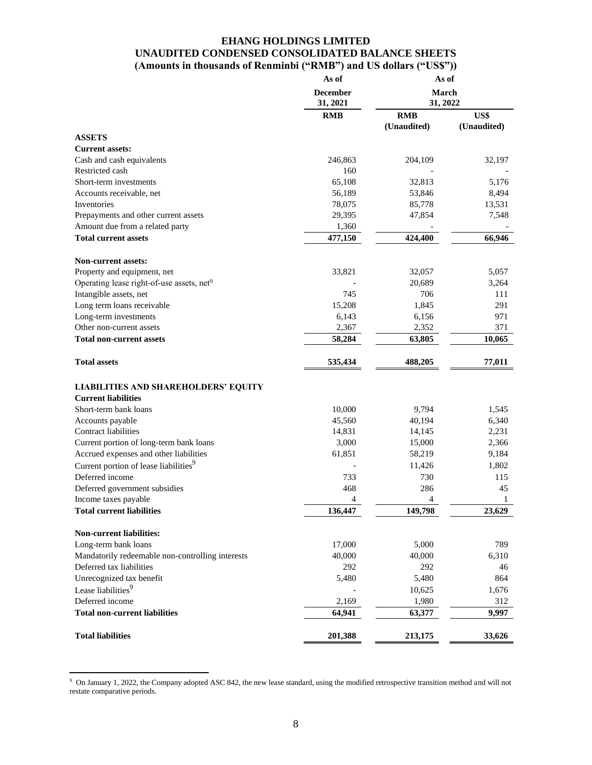# EHANG HOLDINGS LIMITED
## UNAUDITED CONDENSED CONSOLIDATED BALANCE SHEETS
### (Amounts in thousands of Renminbi ("RMB") and US dollars ("US$"))

| | As of December 31, 2021 | As of March 31, 2022 | |
|---|---|---|---|
| | RMB | RMB (Unaudited) | US$ (Unaudited) |
| **ASSETS** | | | |
| **Current assets:** | | | |
| Cash and cash equivalents | 246,863 | 204,109 | 32,197 |
| Restricted cash | 160 | - | - |
| Short-term investments | 65,108 | 32,813 | 5,176 |
| Accounts receivable, net | 56,189 | 53,846 | 8,494 |
| Inventories | 78,075 | 85,778 | 13,531 |
| Prepayments and other current assets | 29,395 | 47,854 | 7,548 |
| Amount due from a related party | 1,360 | - | - |
| **Total current assets** | **477,150** | **424,400** | **66,946** |
| **Non-current assets:** | | | |
| Property and equipment, net | 33,821 | 32,057 | 5,057 |
| Operating lease right-of-use assets, net[9] | - | 20,689 | 3,264 |
| Intangible assets, net | 745 | 706 | 111 |
| Long term loans receivable | 15,208 | 1,845 | 291 |
| Long-term investments | 6,143 | 6,156 | 971 |
| Other non-current assets | 2,367 | 2,352 | 371 |
| **Total non-current assets** | **58,284** | **63,805** | **10,065** |
| **Total assets** | **535,434** | **488,205** | **77,011** |
| **LIABILITIES AND SHAREHOLDERS' EQUITY** | | | |
| **Current liabilities** | | | |
| Short-term bank loans | 10,000 | 9,794 | 1,545 |
| Accounts payable | 45,560 | 40,194 | 6,340 |
| Contract liabilities | 14,831 | 14,145 | 2,231 |
| Current portion of long-term bank loans | 3,000 | 15,000 | 2,366 |
| Accrued expenses and other liabilities | 61,851 | 58,219 | 9,184 |
| Current portion of lease liabilities[9] | - | 11,426 | 1,802 |
| Deferred income | 733 | 730 | 115 |
| Deferred government subsidies | 468 | 286 | 45 |
| Income taxes payable | 4 | 4 | 1 |
| **Total current liabilities** | **136,447** | **149,798** | **23,629** |
| **Non-current liabilities:** | | | |
| Long-term bank loans | 17,000 | 5,000 | 789 |
| Mandatorily redeemable non-controlling interests | 40,000 | 40,000 | 6,310 |
| Deferred tax liabilities | 292 | 292 | 46 |
| Unrecognized tax benefit | 5,480 | 5,480 | 864 |
| Lease liabilities[9] | - | 10,625 | 1,676 |
| Deferred income | 2,169 | 1,980 | 312 |
| **Total non-current liabilities** | **64,941** | **63,377** | **9,997** |
| **Total liabilities** | **201,388** | **213,175** | **33,626** |

[9] On January 1, 2022, the Company adopted ASC 842, the new lease standard, using the modified retrospective transition method and will not restate comparative periods.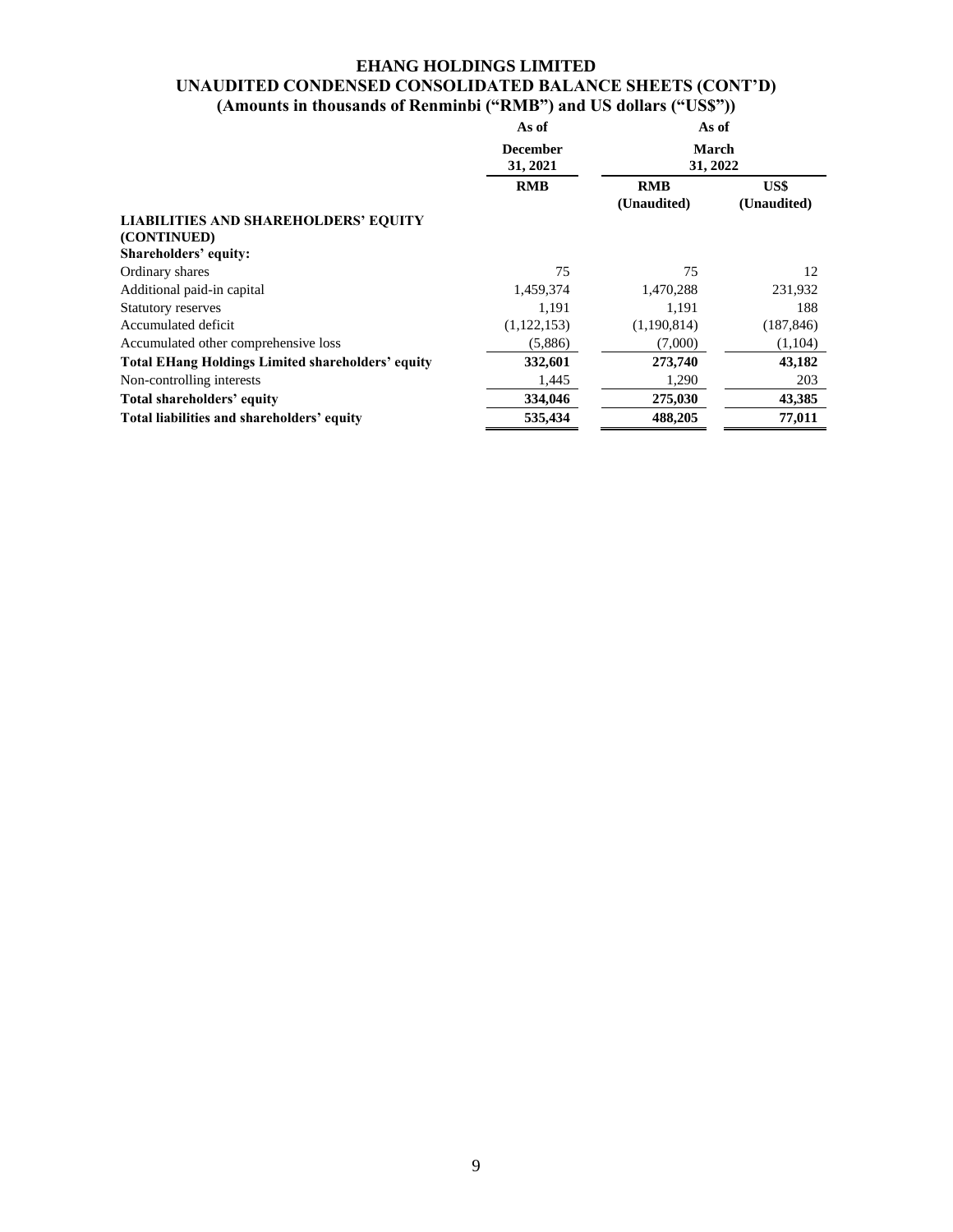# EHANG HOLDINGS LIMITED
## UNAUDITED CONDENSED CONSOLIDATED BALANCE SHEETS (CONT'D)
### (Amounts in thousands of Renminbi ("RMB") and US dollars ("US$"))

| | As of December 31, 2021 | As of March 31, 2022 | |
|---|---|---|---|
| | RMB | RMB (Unaudited) | US$ (Unaudited) |
| **LIABILITIES AND SHAREHOLDERS' EQUITY (CONTINUED)** | | | |
| **Shareholders' equity:** | | | |
| Ordinary shares | 75 | 75 | 12 |
| Additional paid-in capital | 1,459,374 | 1,470,288 | 231,932 |
| Statutory reserves | 1,191 | 1,191 | 188 |
| Accumulated deficit | (1,122,153) | (1,190,814) | (187,846) |
| Accumulated other comprehensive loss | (5,886) | (7,000) | (1,104) |
| **Total EHang Holdings Limited shareholders' equity** | **332,601** | **273,740** | **43,182** |
| Non-controlling interests | 1,445 | 1,290 | 203 |
| **Total shareholders' equity** | **334,046** | **275,030** | **43,385** |
| **Total liabilities and shareholders' equity** | **535,434** | **488,205** | **77,011** |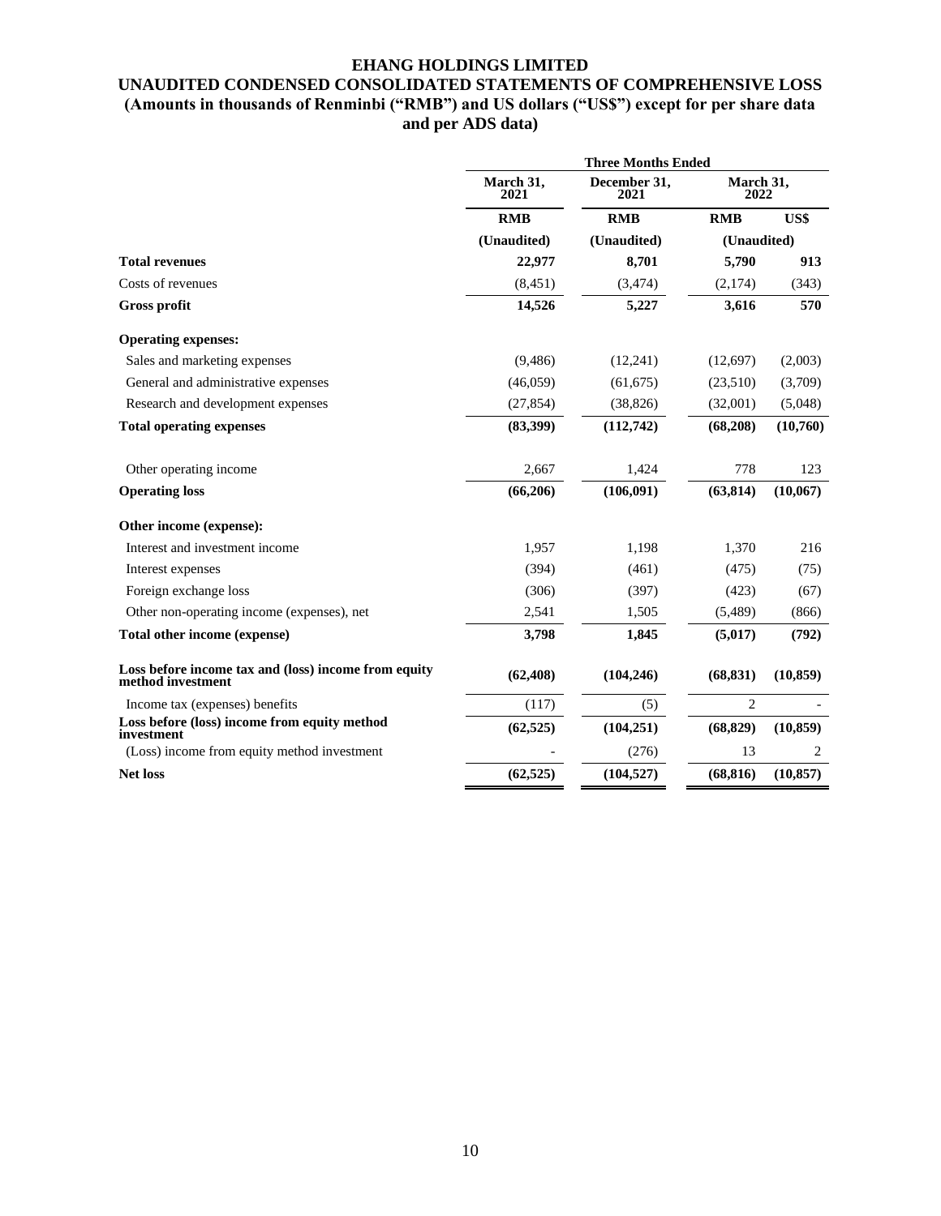# EHANG HOLDINGS LIMITED

## UNAUDITED CONDENSED CONSOLIDATED STATEMENTS OF COMPREHENSIVE LOSS

**(Amounts in thousands of Renminbi ("RMB") and US dollars ("US$") except for per share data and per ADS data)**

| | Three Months Ended | | | |
|---|---|---|---|---|
| | March 31, 2021 | December 31, 2021 | March 31, 2022 | |
| | RMB | RMB | RMB | US$ |
| | (Unaudited) | (Unaudited) | (Unaudited) | |
| **Total revenues** | **22,977** | **8,701** | **5,790** | **913** |
| Costs of revenues | (8,451) | (3,474) | (2,174) | (343) |
| **Gross profit** | **14,526** | **5,227** | **3,616** | **570** |
| **Operating expenses:** | | | | |
| Sales and marketing expenses | (9,486) | (12,241) | (12,697) | (2,003) |
| General and administrative expenses | (46,059) | (61,675) | (23,510) | (3,709) |
| Research and development expenses | (27,854) | (38,826) | (32,001) | (5,048) |
| **Total operating expenses** | **(83,399)** | **(112,742)** | **(68,208)** | **(10,760)** |
| Other operating income | 2,667 | 1,424 | 778 | 123 |
| **Operating loss** | **(66,206)** | **(106,091)** | **(63,814)** | **(10,067)** |
| **Other income (expense):** | | | | |
| Interest and investment income | 1,957 | 1,198 | 1,370 | 216 |
| Interest expenses | (394) | (461) | (475) | (75) |
| Foreign exchange loss | (306) | (397) | (423) | (67) |
| Other non-operating income (expenses), net | 2,541 | 1,505 | (5,489) | (866) |
| **Total other income (expense)** | **3,798** | **1,845** | **(5,017)** | **(792)** |
| **Loss before income tax and (loss) income from equity method investment** | **(62,408)** | **(104,246)** | **(68,831)** | **(10,859)** |
| Income tax (expenses) benefits | (117) | (5) | 2 | - |
| **Loss before (loss) income from equity method investment** | **(62,525)** | **(104,251)** | **(68,829)** | **(10,859)** |
| (Loss) income from equity method investment | - | (276) | 13 | 2 |
| **Net loss** | **(62,525)** | **(104,527)** | **(68,816)** | **(10,857)** |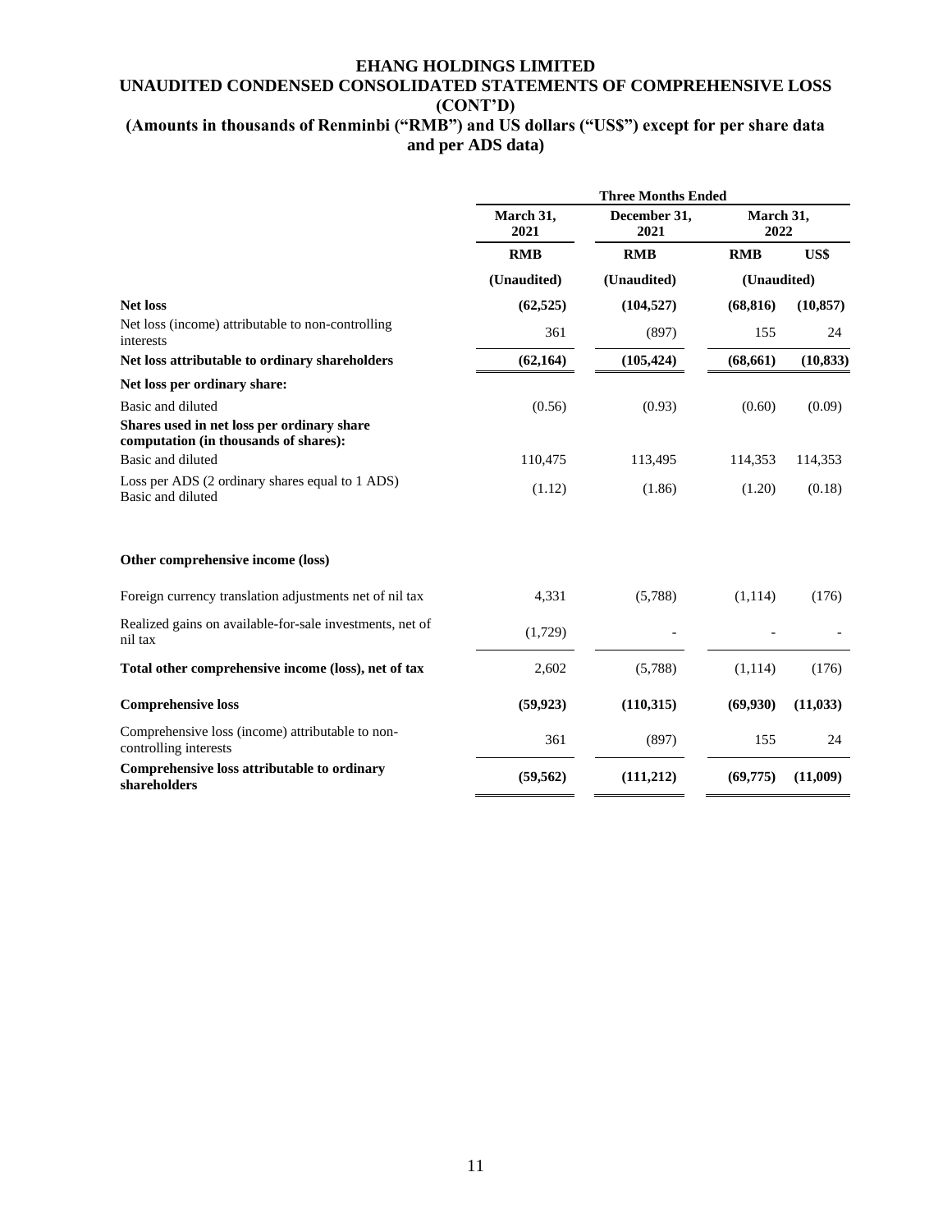# EHANG HOLDINGS LIMITED
## UNAUDITED CONDENSED CONSOLIDATED STATEMENTS OF COMPREHENSIVE LOSS (CONT'D)
### (Amounts in thousands of Renminbi ("RMB") and US dollars ("US$") except for per share data and per ADS data)

| | Three Months Ended | | | |
|---|---|---|---|---|
| | March 31, 2021 | December 31, 2021 | March 31, 2022 | |
| | RMB | RMB | RMB | US$ |
| | (Unaudited) | (Unaudited) | (Unaudited) | |
| **Net loss** | **(62,525)** | **(104,527)** | **(68,816)** | **(10,857)** |
| Net loss (income) attributable to non-controlling interests | 361 | (897) | 155 | 24 |
| **Net loss attributable to ordinary shareholders** | **(62,164)** | **(105,424)** | **(68,661)** | **(10,833)** |
| **Net loss per ordinary share:** | | | | |
| Basic and diluted | (0.56) | (0.93) | (0.60) | (0.09) |
| **Shares used in net loss per ordinary share computation (in thousands of shares):** | | | | |
| Basic and diluted | 110,475 | 113,495 | 114,353 | 114,353 |
| Loss per ADS (2 ordinary shares equal to 1 ADS) Basic and diluted | (1.12) | (1.86) | (1.20) | (0.18) |
| **Other comprehensive income (loss)** | | | | |
| Foreign currency translation adjustments net of nil tax | 4,331 | (5,788) | (1,114) | (176) |
| Realized gains on available-for-sale investments, net of nil tax | (1,729) | - | - | - |
| **Total other comprehensive income (loss), net of tax** | 2,602 | (5,788) | (1,114) | (176) |
| **Comprehensive loss** | **(59,923)** | **(110,315)** | **(69,930)** | **(11,033)** |
| Comprehensive loss (income) attributable to non-controlling interests | 361 | (897) | 155 | 24 |
| **Comprehensive loss attributable to ordinary shareholders** | **(59,562)** | **(111,212)** | **(69,775)** | **(11,009)** |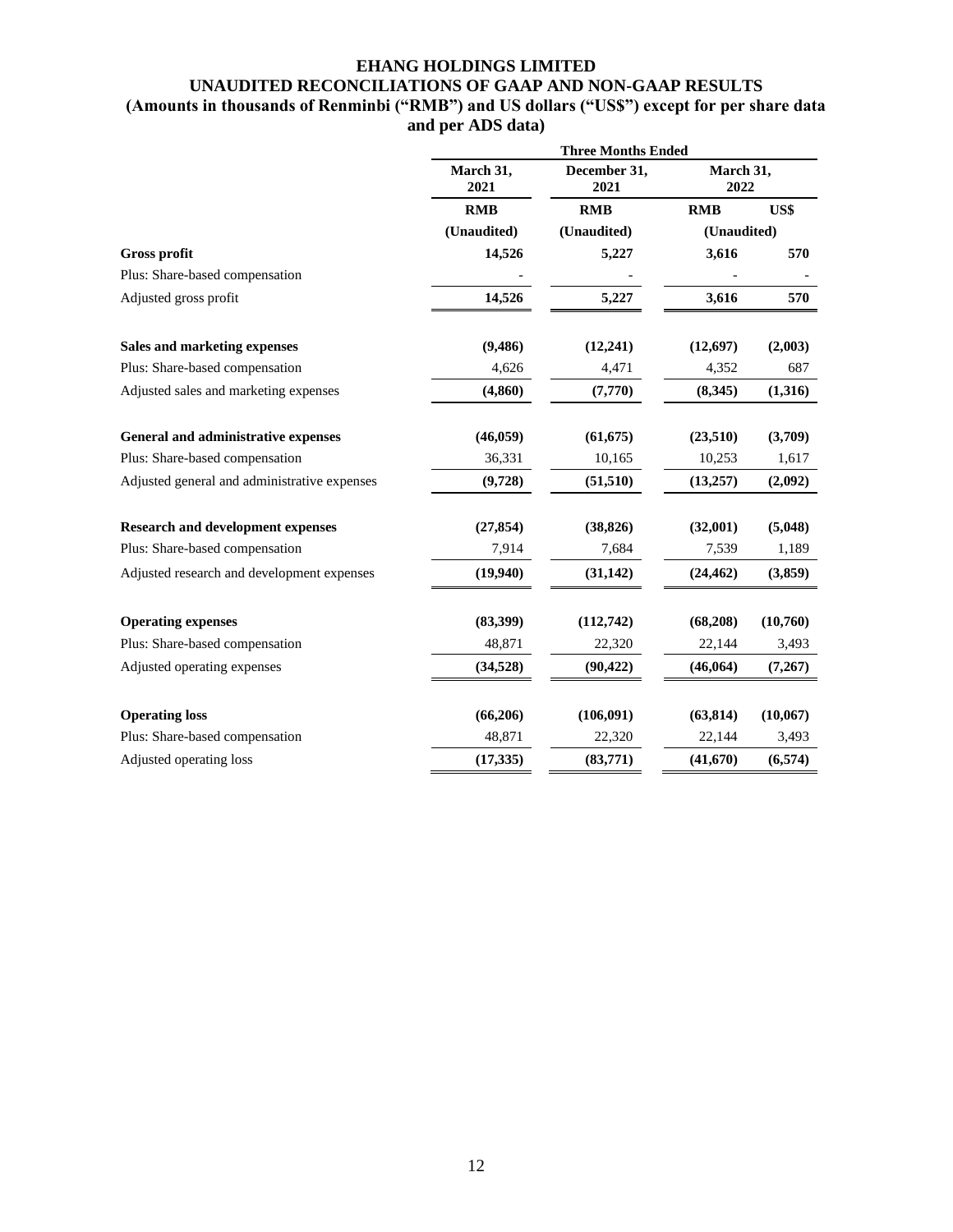# EHANG HOLDINGS LIMITED

## UNAUDITED RECONCILIATIONS OF GAAP AND NON-GAAP RESULTS

### (Amounts in thousands of Renminbi ("RMB") and US dollars ("US$") except for per share data and per ADS data)

| | Three Months Ended | | | |
|---|---|---|---|---|
| | March 31, 2021 | December 31, 2021 | March 31, 2022 | |
| | RMB | RMB | RMB | US$ |
| | (Unaudited) | (Unaudited) | (Unaudited) | |
| **Gross profit** | **14,526** | **5,227** | **3,616** | **570** |
| Plus: Share-based compensation | - | - | - | - |
| Adjusted gross profit | **14,526** | **5,227** | **3,616** | **570** |
| | | | | |
| **Sales and marketing expenses** | **(9,486)** | **(12,241)** | **(12,697)** | **(2,003)** |
| Plus: Share-based compensation | 4,626 | 4,471 | 4,352 | 687 |
| Adjusted sales and marketing expenses | **(4,860)** | **(7,770)** | **(8,345)** | **(1,316)** |
| | | | | |
| **General and administrative expenses** | **(46,059)** | **(61,675)** | **(23,510)** | **(3,709)** |
| Plus: Share-based compensation | 36,331 | 10,165 | 10,253 | 1,617 |
| Adjusted general and administrative expenses | **(9,728)** | **(51,510)** | **(13,257)** | **(2,092)** |
| | | | | |
| **Research and development expenses** | **(27,854)** | **(38,826)** | **(32,001)** | **(5,048)** |
| Plus: Share-based compensation | 7,914 | 7,684 | 7,539 | 1,189 |
| Adjusted research and development expenses | **(19,940)** | **(31,142)** | **(24,462)** | **(3,859)** |
| | | | | |
| **Operating expenses** | **(83,399)** | **(112,742)** | **(68,208)** | **(10,760)** |
| Plus: Share-based compensation | 48,871 | 22,320 | 22,144 | 3,493 |
| Adjusted operating expenses | **(34,528)** | **(90,422)** | **(46,064)** | **(7,267)** |
| | | | | |
| **Operating loss** | **(66,206)** | **(106,091)** | **(63,814)** | **(10,067)** |
| Plus: Share-based compensation | 48,871 | 22,320 | 22,144 | 3,493 |
| Adjusted operating loss | **(17,335)** | **(83,771)** | **(41,670)** | **(6,574)** |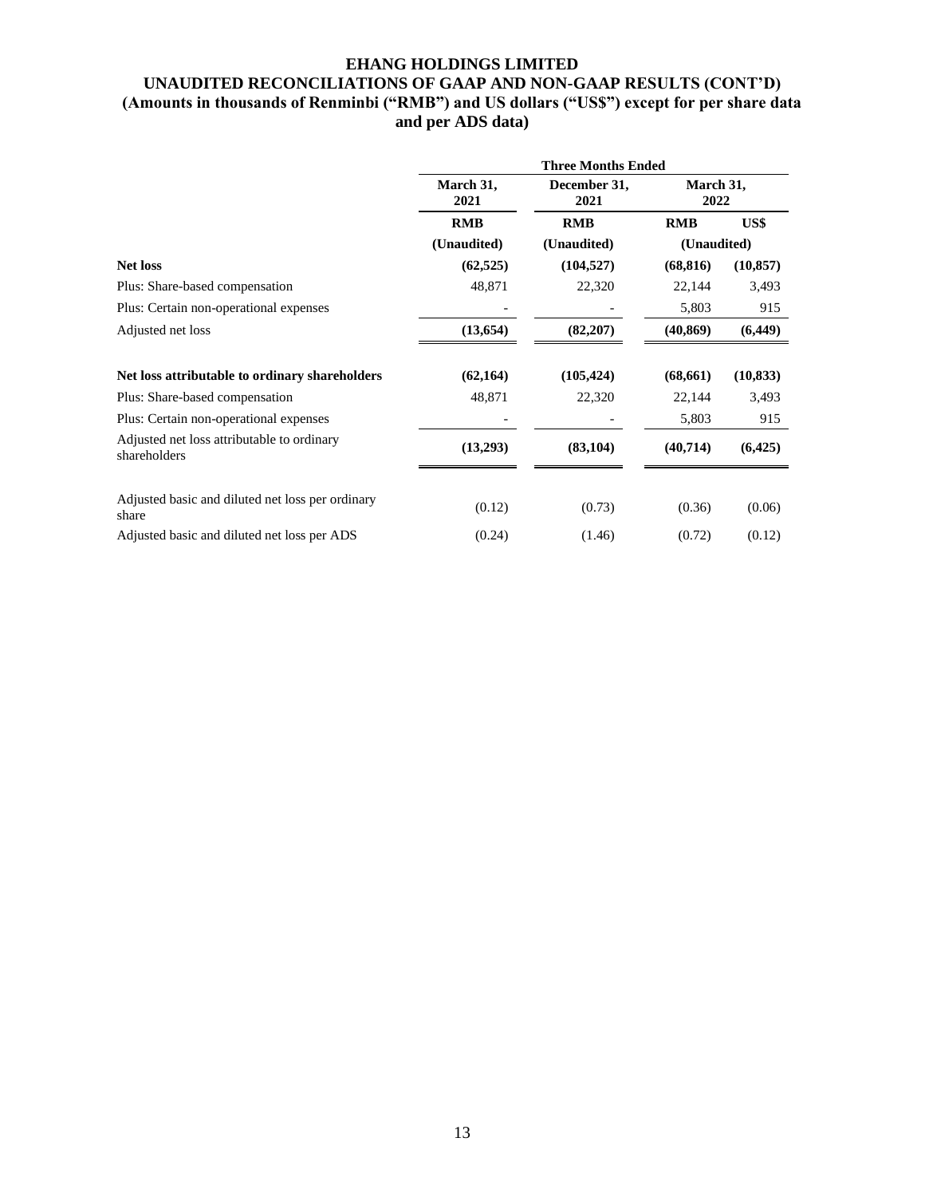**EHANG HOLDINGS LIMITED**
**UNAUDITED RECONCILIATIONS OF GAAP AND NON-GAAP RESULTS (CONT'D)**
**(Amounts in thousands of Renminbi ("RMB") and US dollars ("US$") except for per share data and per ADS data)**

| | Three Months Ended | | | |
|---|---|---|---|---|
| | March 31, 2021 | December 31, 2021 | March 31, 2022 | |
| | RMB | RMB | RMB | US$ |
| | (Unaudited) | (Unaudited) | (Unaudited) | |
| **Net loss** | **(62,525)** | **(104,527)** | **(68,816)** | **(10,857)** |
| Plus: Share-based compensation | 48,871 | 22,320 | 22,144 | 3,493 |
| Plus: Certain non-operational expenses | - | - | 5,803 | 915 |
| Adjusted net loss | **(13,654)** | **(82,207)** | **(40,869)** | **(6,449)** |
| | | | | |
| **Net loss attributable to ordinary shareholders** | **(62,164)** | **(105,424)** | **(68,661)** | **(10,833)** |
| Plus: Share-based compensation | 48,871 | 22,320 | 22,144 | 3,493 |
| Plus: Certain non-operational expenses | - | - | 5,803 | 915 |
| Adjusted net loss attributable to ordinary shareholders | **(13,293)** | **(83,104)** | **(40,714)** | **(6,425)** |
| | | | | |
| Adjusted basic and diluted net loss per ordinary share | (0.12) | (0.73) | (0.36) | (0.06) |
| Adjusted basic and diluted net loss per ADS | (0.24) | (1.46) | (0.72) | (0.12) |